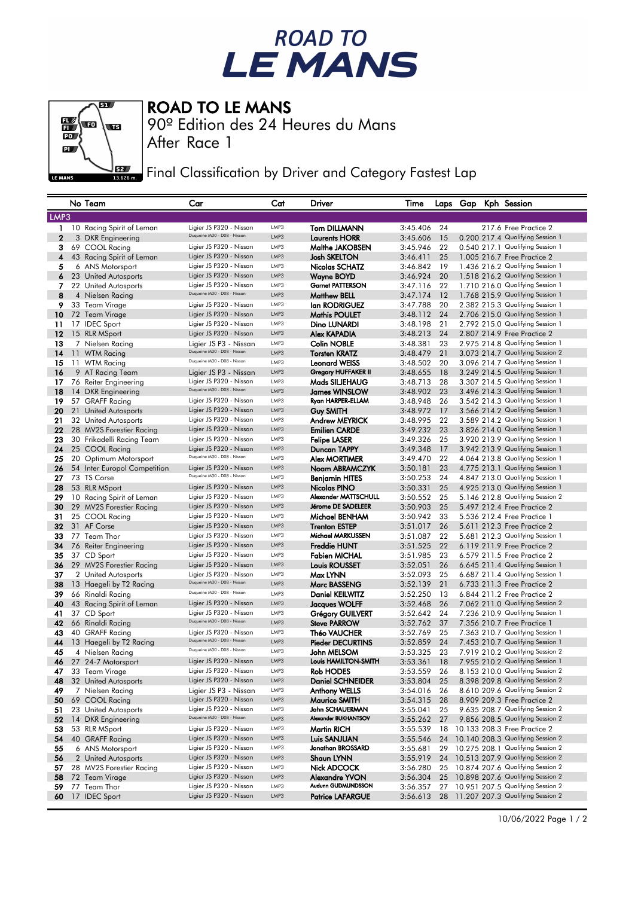# ROAD TO LE MANS

## ROAD TO LE MANS

90º Edition des 24 Heures du Mans

After Race 1

### Final Classification by Driver and Category Fastest Lap

| | No | Team | Car | Cat | Driver | Time | Laps | Gap | Kph | Session |
|---|---|---|---|---|---|---|---|---|---|---|
| **LMP3** | | | | | | | | | | |
| 1 | 10 | Racing Spirit of Leman | Ligier JS P320 - Nissan | LMP3 | Tom DILLMANN | 3:45.406 | 24 | | 217.6 | Free Practice 2 |
| 2 | 3 | DKR Engineering | Duqueine M30 - D08 - Nissan | LMP3 | Laurents HORR | 3:45.606 | 15 | 0.200 | 217.4 | Qualifying Session 1 |
| 3 | 69 | COOL Racing | Ligier JS P320 - Nissan | LMP3 | Malthe JAKOBSEN | 3:45.946 | 22 | 0.540 | 217.1 | Qualifying Session 1 |
| 4 | 43 | Racing Spirit of Leman | Ligier JS P320 - Nissan | LMP3 | Josh SKELTON | 3:46.411 | 25 | 1.005 | 216.7 | Free Practice 2 |
| 5 | 6 | ANS Motorsport | Ligier JS P320 - Nissan | LMP3 | Nicolas SCHATZ | 3:46.842 | 19 | 1.436 | 216.2 | Qualifying Session 1 |
| 6 | 23 | United Autosports | Ligier JS P320 - Nissan | LMP3 | Wayne BOYD | 3:46.924 | 20 | 1.518 | 216.2 | Qualifying Session 1 |
| 7 | 22 | United Autosports | Ligier JS P320 - Nissan | LMP3 | Garnet PATTERSON | 3:47.116 | 22 | 1.710 | 216.0 | Qualifying Session 1 |
| 8 | 4 | Nielsen Racing | Duqueine M30 - D08 - Nissan | LMP3 | Matthew BELL | 3:47.174 | 12 | 1.768 | 215.9 | Qualifying Session 1 |
| 9 | 33 | Team Virage | Ligier JS P320 - Nissan | LMP3 | Ian RODRIGUEZ | 3:47.788 | 20 | 2.382 | 215.3 | Qualifying Session 1 |
| 10 | 72 | Team Virage | Ligier JS P320 - Nissan | LMP3 | Mathis POULET | 3:48.112 | 24 | 2.706 | 215.0 | Qualifying Session 1 |
| 11 | 17 | IDEC Sport | Ligier JS P320 - Nissan | LMP3 | Dino LUNARDI | 3:48.198 | 21 | 2.792 | 215.0 | Qualifying Session 1 |
| 12 | 15 | RLR MSport | Ligier JS P320 - Nissan | LMP3 | Alex KAPADIA | 3:48.213 | 24 | 2.807 | 214.9 | Free Practice 2 |
| 13 | 7 | Nielsen Racing | Ligier JS P3 - Nissan | LMP3 | Colin NOBLE | 3:48.381 | 23 | 2.975 | 214.8 | Qualifying Session 1 |
| 14 | 11 | WTM Racing | Duqueine M30 - D08 - Nissan | LMP3 | Torsten KRATZ | 3:48.479 | 21 | 3.073 | 214.7 | Qualifying Session 2 |
| 15 | 11 | WTM Racing | Duqueine M30 - D08 - Nissan | LMP3 | Leonard WEISS | 3:48.502 | 20 | 3.096 | 214.7 | Qualifying Session 1 |
| 16 | 9 | AT Racing Team | Ligier JS P3 - Nissan | LMP3 | Gregory HUFFAKER II | 3:48.655 | 18 | 3.249 | 214.5 | Qualifying Session 1 |
| 17 | 76 | Reiter Engineering | Ligier JS P320 - Nissan | LMP3 | Mads SILJEHAUG | 3:48.713 | 28 | 3.307 | 214.5 | Qualifying Session 1 |
| 18 | 14 | DKR Engineering | Duqueine M30 - D08 - Nissan | LMP3 | James WINSLOW | 3:48.902 | 23 | 3.496 | 214.3 | Qualifying Session 1 |
| 19 | 57 | GRAFF Racing | Ligier JS P320 - Nissan | LMP3 | Ryan HARPER-ELLAM | 3:48.948 | 26 | 3.542 | 214.3 | Qualifying Session 1 |
| 20 | 21 | United Autosports | Ligier JS P320 - Nissan | LMP3 | Guy SMITH | 3:48.972 | 17 | 3.566 | 214.2 | Qualifying Session 1 |
| 21 | 32 | United Autosports | Ligier JS P320 - Nissan | LMP3 | Andrew MEYRICK | 3:48.995 | 22 | 3.589 | 214.2 | Qualifying Session 1 |
| 22 | 28 | MV2S Forestier Racing | Ligier JS P320 - Nissan | LMP3 | Emilien CARDE | 3:49.232 | 23 | 3.826 | 214.0 | Qualifying Session 1 |
| 23 | 30 | Frikadelli Racing Team | Ligier JS P320 - Nissan | LMP3 | Felipe LASER | 3:49.326 | 25 | 3.920 | 213.9 | Qualifying Session 1 |
| 24 | 25 | COOL Racing | Ligier JS P320 - Nissan | LMP3 | Duncan TAPPY | 3:49.348 | 17 | 3.942 | 213.9 | Qualifying Session 1 |
| 25 | 20 | Optimum Motorsport | Duqueine M30 - D08 - Nissan | LMP3 | Alex MORTIMER | 3:49.470 | 22 | 4.064 | 213.8 | Qualifying Session 1 |
| 26 | 54 | Inter Europol Competition | Ligier JS P320 - Nissan | LMP3 | Noam ABRAMCZYK | 3:50.181 | 23 | 4.775 | 213.1 | Qualifying Session 1 |
| 27 | 73 | TS Corse | Duqueine M30 - D08 - Nissan | LMP3 | Benjamin HITES | 3:50.253 | 24 | 4.847 | 213.0 | Qualifying Session 1 |
| 28 | 53 | RLR MSport | Ligier JS P320 - Nissan | LMP3 | Nicolas PINO | 3:50.331 | 25 | 4.925 | 213.0 | Qualifying Session 1 |
| 29 | 10 | Racing Spirit of Leman | Ligier JS P320 - Nissan | LMP3 | Alexander MATTSCHULL | 3:50.552 | 25 | 5.146 | 212.8 | Qualifying Session 2 |
| 30 | 29 | MV2S Forestier Racing | Ligier JS P320 - Nissan | LMP3 | Jérome DE SADELEER | 3:50.903 | 25 | 5.497 | 212.4 | Free Practice 2 |
| 31 | 25 | COOL Racing | Ligier JS P320 - Nissan | LMP3 | Michael BENHAM | 3:50.942 | 33 | 5.536 | 212.4 | Free Practice 1 |
| 32 | 31 | AF Corse | Ligier JS P320 - Nissan | LMP3 | Trenton ESTEP | 3:51.017 | 26 | 5.611 | 212.3 | Free Practice 2 |
| 33 | 77 | Team Thor | Ligier JS P320 - Nissan | LMP3 | Michael MARKUSSEN | 3:51.087 | 22 | 5.681 | 212.3 | Qualifying Session 1 |
| 34 | 76 | Reiter Engineering | Ligier JS P320 - Nissan | LMP3 | Freddie HUNT | 3:51.525 | 22 | 6.119 | 211.9 | Free Practice 2 |
| 35 | 37 | CD Sport | Ligier JS P320 - Nissan | LMP3 | Fabien MICHAL | 3:51.985 | 23 | 6.579 | 211.5 | Free Practice 2 |
| 36 | 29 | MV2S Forestier Racing | Ligier JS P320 - Nissan | LMP3 | Louis ROUSSET | 3:52.051 | 26 | 6.645 | 211.4 | Qualifying Session 1 |
| 37 | 2 | United Autosports | Ligier JS P320 - Nissan | LMP3 | Max LYNN | 3:52.093 | 25 | 6.687 | 211.4 | Qualifying Session 1 |
| 38 | 13 | Haegeli by T2 Racing | Duqueine M30 - D08 - Nissan | LMP3 | Marc BASSENG | 3:52.139 | 21 | 6.733 | 211.3 | Free Practice 2 |
| 39 | 66 | Rinaldi Racing | Duqueine M30 - D08 - Nissan | LMP3 | Daniel KEILWITZ | 3:52.250 | 13 | 6.844 | 211.2 | Free Practice 2 |
| 40 | 43 | Racing Spirit of Leman | Ligier JS P320 - Nissan | LMP3 | Jacques WOLFF | 3:52.468 | 26 | 7.062 | 211.0 | Qualifying Session 2 |
| 41 | 37 | CD Sport | Ligier JS P320 - Nissan | LMP3 | Grégory GUILVERT | 3:52.642 | 24 | 7.236 | 210.9 | Qualifying Session 1 |
| 42 | 66 | Rinaldi Racing | Duqueine M30 - D08 - Nissan | LMP3 | Steve PARROW | 3:52.762 | 37 | 7.356 | 210.7 | Free Practice 1 |
| 43 | 40 | GRAFF Racing | Ligier JS P320 - Nissan | LMP3 | Théo VAUCHER | 3:52.769 | 25 | 7.363 | 210.7 | Qualifying Session 1 |
| 44 | 13 | Haegeli by T2 Racing | Duqueine M30 - D08 - Nissan | LMP3 | Pieder DECURTINS | 3:52.859 | 24 | 7.453 | 210.7 | Qualifying Session 1 |
| 45 | 4 | Nielsen Racing | Duqueine M30 - D08 - Nissan | LMP3 | John MELSOM | 3:53.325 | 23 | 7.919 | 210.2 | Qualifying Session 2 |
| 46 | 27 | 24-7 Motorsport | Ligier JS P320 - Nissan | LMP3 | Louis HAMILTON-SMITH | 3:53.361 | 18 | 7.955 | 210.2 | Qualifying Session 1 |
| 47 | 33 | Team Virage | Ligier JS P320 - Nissan | LMP3 | Rob HODES | 3:53.559 | 26 | 8.153 | 210.0 | Qualifying Session 2 |
| 48 | 32 | United Autosports | Ligier JS P320 - Nissan | LMP3 | Daniel SCHNEIDER | 3:53.804 | 25 | 8.398 | 209.8 | Qualifying Session 2 |
| 49 | 7 | Nielsen Racing | Ligier JS P3 - Nissan | LMP3 | Anthony WELLS | 3:54.016 | 26 | 8.610 | 209.6 | Qualifying Session 2 |
| 50 | 69 | COOL Racing | Ligier JS P320 - Nissan | LMP3 | Maurice SMITH | 3:54.315 | 28 | 8.909 | 209.3 | Free Practice 2 |
| 51 | 23 | United Autosports | Ligier JS P320 - Nissan | LMP3 | John SCHAUERMAN | 3:55.041 | 25 | 9.635 | 208.7 | Qualifying Session 2 |
| 52 | 14 | DKR Engineering | Duqueine M30 - D08 - Nissan | LMP3 | Alexander BUKHANTSOV | 3:55.262 | 27 | 9.856 | 208.5 | Qualifying Session 2 |
| 53 | 53 | RLR MSport | Ligier JS P320 - Nissan | LMP3 | Martin RICH | 3:55.539 | 18 | 10.133 | 208.3 | Free Practice 2 |
| 54 | 40 | GRAFF Racing | Ligier JS P320 - Nissan | LMP3 | Luis SANJUAN | 3:55.546 | 24 | 10.140 | 208.3 | Qualifying Session 2 |
| 55 | 6 | ANS Motorsport | Ligier JS P320 - Nissan | LMP3 | Jonathan BROSSARD | 3:55.681 | 29 | 10.275 | 208.1 | Qualifying Session 2 |
| 56 | 2 | United Autosports | Ligier JS P320 - Nissan | LMP3 | Shaun LYNN | 3:55.919 | 24 | 10.513 | 207.9 | Qualifying Session 2 |
| 57 | 28 | MV2S Forestier Racing | Ligier JS P320 - Nissan | LMP3 | Nick ADCOCK | 3:56.280 | 25 | 10.874 | 207.6 | Qualifying Session 2 |
| 58 | 72 | Team Virage | Ligier JS P320 - Nissan | LMP3 | Alexandre YVON | 3:56.304 | 25 | 10.898 | 207.6 | Qualifying Session 2 |
| 59 | 77 | Team Thor | Ligier JS P320 - Nissan | LMP3 | Audunn GUDMUNDSSON | 3:56.357 | 27 | 10.951 | 207.5 | Qualifying Session 2 |
| 60 | 17 | IDEC Sport | Ligier JS P320 - Nissan | LMP3 | Patrice LAFARGUE | 3:56.613 | 28 | 11.207 | 207.3 | Qualifying Session 2 |

10/06/2022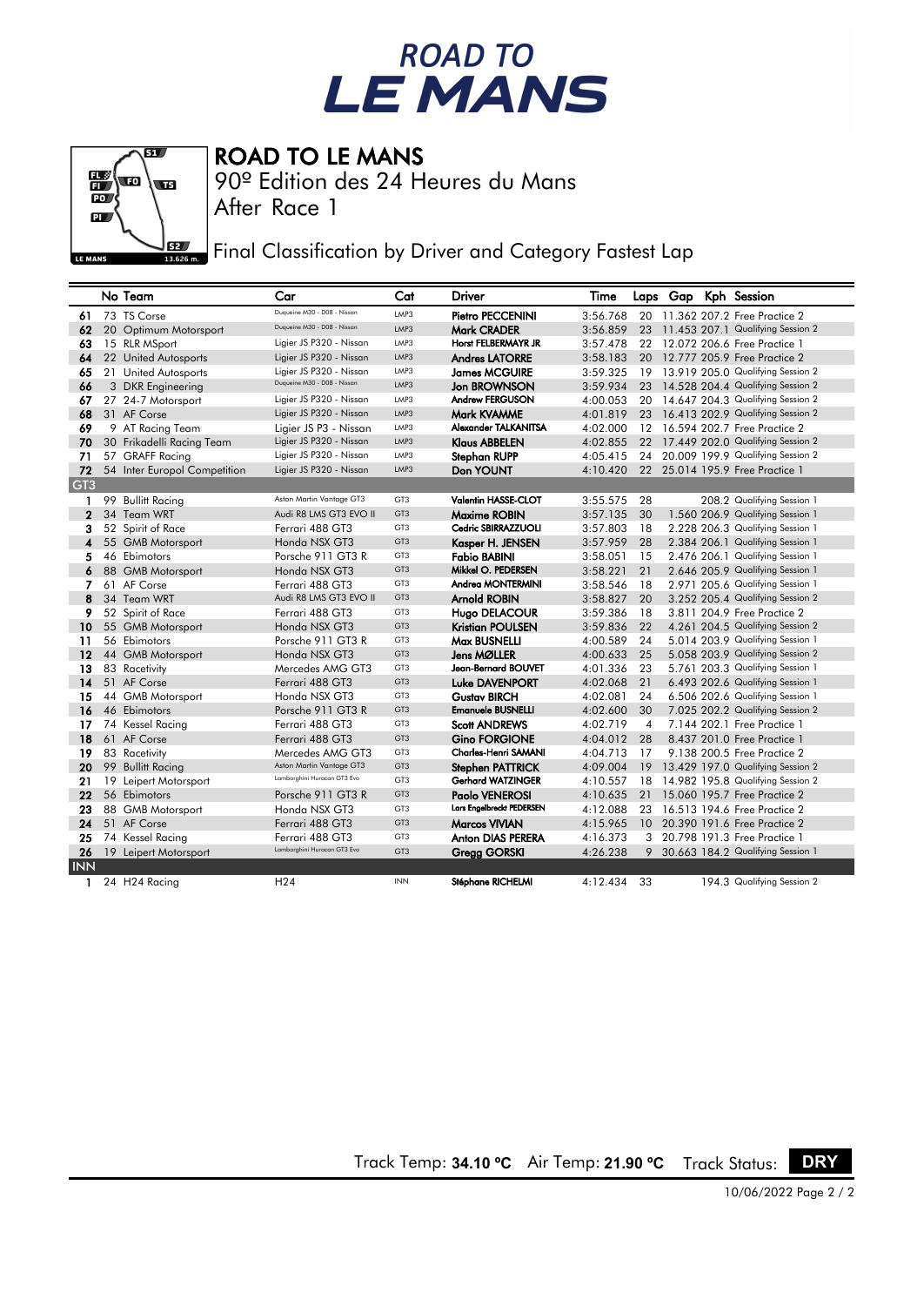# ROAD TO LE MANS

## ROAD TO LE MANS

90º Edition des 24 Heures du Mans

After Race 1

Final Classification by Driver and Category Fastest Lap

| | No | Team | Car | Cat | Driver | Time | Laps | Gap | Kph | Session |
|---|---|---|---|---|---|---|---|---|---|---|
| 61 | 73 | TS Corse | Duqueine M30 - D08 - Nissan | LMP3 | Pietro PECCENINI | 3:56.768 | 20 | 11.362 | 207.2 | Free Practice 2 |
| 62 | 20 | Optimum Motorsport | Duqueine M30 - D08 - Nissan | LMP3 | Mark CRADER | 3:56.859 | 23 | 11.453 | 207.1 | Qualifying Session 2 |
| 63 | 15 | RLR MSport | Ligier JS P320 - Nissan | LMP3 | Horst FELBERMAYR JR | 3:57.478 | 22 | 12.072 | 206.6 | Free Practice 1 |
| 64 | 22 | United Autosports | Ligier JS P320 - Nissan | LMP3 | Andres LATORRE | 3:58.183 | 20 | 12.777 | 205.9 | Free Practice 2 |
| 65 | 21 | United Autosports | Ligier JS P320 - Nissan | LMP3 | James MCGUIRE | 3:59.325 | 19 | 13.919 | 205.0 | Qualifying Session 2 |
| 66 | 3 | DKR Engineering | Duqueine M30 - D08 - Nissan | LMP3 | Jon BROWNSON | 3:59.934 | 23 | 14.528 | 204.4 | Qualifying Session 2 |
| 67 | 27 | 24-7 Motorsport | Ligier JS P320 - Nissan | LMP3 | Andrew FERGUSON | 4:00.053 | 20 | 14.647 | 204.3 | Qualifying Session 2 |
| 68 | 31 | AF Corse | Ligier JS P320 - Nissan | LMP3 | Mark KVAMME | 4:01.819 | 23 | 16.413 | 202.9 | Qualifying Session 2 |
| 69 | 9 | AT Racing Team | Ligier JS P3 - Nissan | LMP3 | Alexander TALKANITSA | 4:02.000 | 12 | 16.594 | 202.7 | Free Practice 2 |
| 70 | 30 | Frikadelli Racing Team | Ligier JS P320 - Nissan | LMP3 | Klaus ABBELEN | 4:02.855 | 22 | 17.449 | 202.0 | Qualifying Session 2 |
| 71 | 57 | GRAFF Racing | Ligier JS P320 - Nissan | LMP3 | Stephan RUPP | 4:05.415 | 24 | 20.009 | 199.9 | Qualifying Session 2 |
| 72 | 54 | Inter Europol Competition | Ligier JS P320 - Nissan | LMP3 | Don YOUNT | 4:10.420 | 22 | 25.014 | 195.9 | Free Practice 1 |
| **GT3** | | | | | | | | | | |
| 1 | 99 | Bullitt Racing | Aston Martin Vantage GT3 | GT3 | Valentin HASSE-CLOT | 3:55.575 | 28 | | 208.2 | Qualifying Session 1 |
| 2 | 34 | Team WRT | Audi R8 LMS GT3 EVO II | GT3 | Maxime ROBIN | 3:57.135 | 30 | 1.560 | 206.9 | Qualifying Session 1 |
| 3 | 52 | Spirit of Race | Ferrari 488 GT3 | GT3 | Cedric SBIRRAZZUOLI | 3:57.803 | 18 | 2.228 | 206.3 | Qualifying Session 1 |
| 4 | 55 | GMB Motorsport | Honda NSX GT3 | GT3 | Kasper H. JENSEN | 3:57.959 | 28 | 2.384 | 206.1 | Qualifying Session 1 |
| 5 | 46 | Ebimotors | Porsche 911 GT3 R | GT3 | Fabio BABINI | 3:58.051 | 15 | 2.476 | 206.1 | Qualifying Session 1 |
| 6 | 88 | GMB Motorsport | Honda NSX GT3 | GT3 | Mikkel O. PEDERSEN | 3:58.221 | 21 | 2.646 | 205.9 | Qualifying Session 1 |
| 7 | 61 | AF Corse | Ferrari 488 GT3 | GT3 | Andrea MONTERMINI | 3:58.546 | 18 | 2.971 | 205.6 | Qualifying Session 1 |
| 8 | 34 | Team WRT | Audi R8 LMS GT3 EVO II | GT3 | Arnold ROBIN | 3:58.827 | 20 | 3.252 | 205.4 | Qualifying Session 2 |
| 9 | 52 | Spirit of Race | Ferrari 488 GT3 | GT3 | Hugo DELACOUR | 3:59.386 | 18 | 3.811 | 204.9 | Free Practice 2 |
| 10 | 55 | GMB Motorsport | Honda NSX GT3 | GT3 | Kristian POULSEN | 3:59.836 | 22 | 4.261 | 204.5 | Qualifying Session 2 |
| 11 | 56 | Ebimotors | Porsche 911 GT3 R | GT3 | Max BUSNELLI | 4:00.589 | 24 | 5.014 | 203.9 | Qualifying Session 1 |
| 12 | 44 | GMB Motorsport | Honda NSX GT3 | GT3 | Jens MØLLER | 4:00.633 | 25 | 5.058 | 203.9 | Qualifying Session 2 |
| 13 | 83 | Racetivity | Mercedes AMG GT3 | GT3 | Jean-Bernard BOUVET | 4:01.336 | 23 | 5.761 | 203.3 | Qualifying Session 1 |
| 14 | 51 | AF Corse | Ferrari 488 GT3 | GT3 | Luke DAVENPORT | 4:02.068 | 21 | 6.493 | 202.6 | Qualifying Session 1 |
| 15 | 44 | GMB Motorsport | Honda NSX GT3 | GT3 | Gustav BIRCH | 4:02.081 | 24 | 6.506 | 202.6 | Qualifying Session 1 |
| 16 | 46 | Ebimotors | Porsche 911 GT3 R | GT3 | Emanuele BUSNELLI | 4:02.600 | 30 | 7.025 | 202.2 | Qualifying Session 2 |
| 17 | 74 | Kessel Racing | Ferrari 488 GT3 | GT3 | Scott ANDREWS | 4:02.719 | 4 | 7.144 | 202.1 | Free Practice 1 |
| 18 | 61 | AF Corse | Ferrari 488 GT3 | GT3 | Gino FORGIONE | 4:04.012 | 28 | 8.437 | 201.0 | Free Practice 1 |
| 19 | 83 | Racetivity | Mercedes AMG GT3 | GT3 | Charles-Henri SAMANI | 4:04.713 | 17 | 9.138 | 200.5 | Free Practice 2 |
| 20 | 99 | Bullitt Racing | Aston Martin Vantage GT3 | GT3 | Stephen PATTRICK | 4:09.004 | 19 | 13.429 | 197.0 | Qualifying Session 2 |
| 21 | 19 | Leipert Motorsport | Lamborghini Huracan GT3 Evo | GT3 | Gerhard WATZINGER | 4:10.557 | 18 | 14.982 | 195.8 | Qualifying Session 2 |
| 22 | 56 | Ebimotors | Porsche 911 GT3 R | GT3 | Paolo VENEROSI | 4:10.635 | 21 | 15.060 | 195.7 | Free Practice 2 |
| 23 | 88 | GMB Motorsport | Honda NSX GT3 | GT3 | Lars Engelbreckt PEDERSEN | 4:12.088 | 23 | 16.513 | 194.6 | Free Practice 2 |
| 24 | 51 | AF Corse | Ferrari 488 GT3 | GT3 | Marcos VIVIAN | 4:15.965 | 10 | 20.390 | 191.6 | Free Practice 2 |
| 25 | 74 | Kessel Racing | Ferrari 488 GT3 | GT3 | Anton DIAS PERERA | 4:16.373 | 3 | 20.798 | 191.3 | Free Practice 1 |
| 26 | 19 | Leipert Motorsport | Lamborghini Huracan GT3 Evo | GT3 | Gregg GORSKI | 4:26.238 | 9 | 30.663 | 184.2 | Qualifying Session 1 |
| **INN** | | | | | | | | | | |
| 1 | 24 | H24 Racing | H24 | INN | Stéphane RICHELMI | 4:12.434 | 33 | | 194.3 | Qualifying Session 2 |

Track Temp: **34.10 ºC** Air Temp: **21.90 ºC** Track Status: **DRY**

10/06/2022